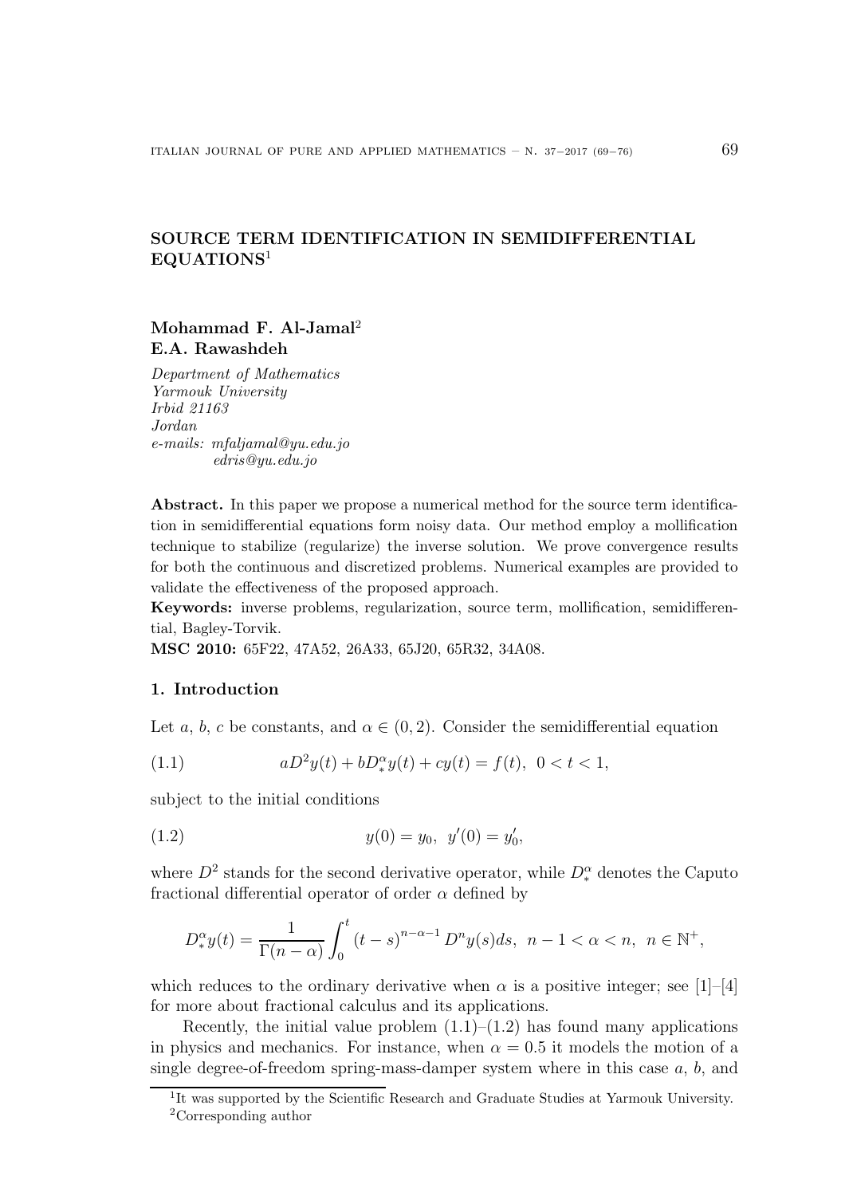# SOURCE TERM IDENTIFICATION IN SEMIDIFFERENTIAL EQUATIONS[1]

**Mohammad F. Al-Jamal**[2]
**E.A. Rawashdeh**

*Department of Mathematics*
*Yarmouk University*
*Irbid 21163*
*Jordan*
*e-mails: mfaljamal@yu.edu.jo*
*edris@yu.edu.jo*

**Abstract.** In this paper we propose a numerical method for the source term identification in semidifferential equations form noisy data. Our method employ a mollification technique to stabilize (regularize) the inverse solution. We prove convergence results for both the continuous and discretized problems. Numerical examples are provided to validate the effectiveness of the proposed approach.

**Keywords:** inverse problems, regularization, source term, mollification, semidifferential, Bagley-Torvik.

**MSC 2010:** 65F22, 47A52, 26A33, 65J20, 65R32, 34A08.

## 1. Introduction

Let $a$, $b$, $c$ be constants, and $\alpha \in (0, 2)$. Consider the semidifferential equation

$$aD^2y(t) + bD_*^\alpha y(t) + cy(t) = f(t), \;\; 0 < t < 1, \tag{1.1}$$

subject to the initial conditions

$$y(0) = y_0, \;\; y'(0) = y_0', \tag{1.2}$$

where $D^2$ stands for the second derivative operator, while $D_*^\alpha$ denotes the Caputo fractional differential operator of order $\alpha$ defined by

$$D_*^\alpha y(t) = \frac{1}{\Gamma(n-\alpha)} \int_0^t (t-s)^{n-\alpha-1} D^n y(s) ds, \;\; n-1 < \alpha < n, \;\; n \in \mathbb{N}^+,$$

which reduces to the ordinary derivative when $\alpha$ is a positive integer; see [1]–[4] for more about fractional calculus and its applications.

Recently, the initial value problem (1.1)–(1.2) has found many applications in physics and mechanics. For instance, when $\alpha = 0.5$ it models the motion of a single degree-of-freedom spring-mass-damper system where in this case $a$, $b$, and

[1] It was supported by the Scientific Research and Graduate Studies at Yarmouk University.

[2] Corresponding author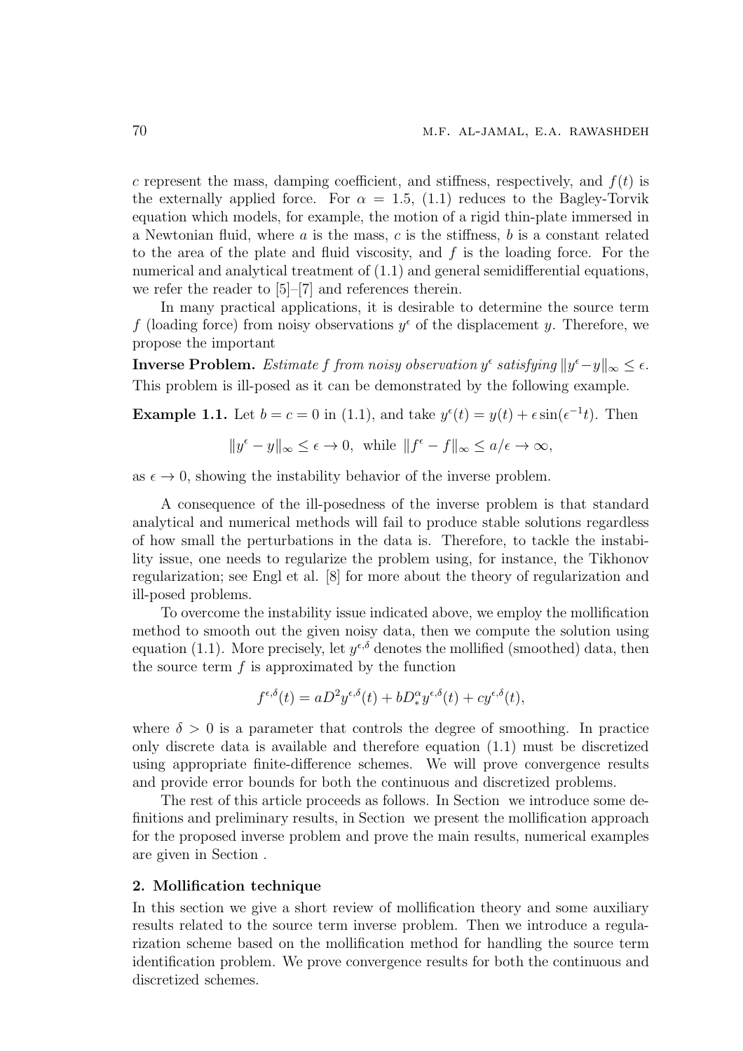$c$ represent the mass, damping coefficient, and stiffness, respectively, and $f(t)$ is the externally applied force. For $\alpha = 1.5$, (1.1) reduces to the Bagley-Torvik equation which models, for example, the motion of a rigid thin-plate immersed in a Newtonian fluid, where $a$ is the mass, $c$ is the stiffness, $b$ is a constant related to the area of the plate and fluid viscosity, and $f$ is the loading force. For the numerical and analytical treatment of (1.1) and general semidifferential equations, we refer the reader to [5]–[7] and references therein.

In many practical applications, it is desirable to determine the source term $f$ (loading force) from noisy observations $y^\epsilon$ of the displacement $y$. Therefore, we propose the important

**Inverse Problem.** *Estimate $f$ from noisy observation $y^\epsilon$ satisfying $\|y^\epsilon - y\|_\infty \leq \epsilon$.* This problem is ill-posed as it can be demonstrated by the following example.

**Example 1.1.** Let $b = c = 0$ in (1.1), and take $y^\epsilon(t) = y(t) + \epsilon \sin(\epsilon^{-1} t)$. Then

$$\|y^\epsilon - y\|_\infty \leq \epsilon \to 0, \text{ while } \|f^\epsilon - f\|_\infty \leq a/\epsilon \to \infty,$$

as $\epsilon \to 0$, showing the instability behavior of the inverse problem.

A consequence of the ill-posedness of the inverse problem is that standard analytical and numerical methods will fail to produce stable solutions regardless of how small the perturbations in the data is. Therefore, to tackle the instability issue, one needs to regularize the problem using, for instance, the Tikhonov regularization; see Engl et al. [8] for more about the theory of regularization and ill-posed problems.

To overcome the instability issue indicated above, we employ the mollification method to smooth out the given noisy data, then we compute the solution using equation (1.1). More precisely, let $y^{\epsilon,\delta}$ denotes the mollified (smoothed) data, then the source term $f$ is approximated by the function

$$f^{\epsilon,\delta}(t) = aD^2 y^{\epsilon,\delta}(t) + bD_*^\alpha y^{\epsilon,\delta}(t) + cy^{\epsilon,\delta}(t),$$

where $\delta > 0$ is a parameter that controls the degree of smoothing. In practice only discrete data is available and therefore equation (1.1) must be discretized using appropriate finite-difference schemes. We will prove convergence results and provide error bounds for both the continuous and discretized problems.

The rest of this article proceeds as follows. In Section we introduce some definitions and preliminary results, in Section we present the mollification approach for the proposed inverse problem and prove the main results, numerical examples are given in Section .

## 2. Mollification technique

In this section we give a short review of mollification theory and some auxiliary results related to the source term inverse problem. Then we introduce a regularization scheme based on the mollification method for handling the source term identification problem. We prove convergence results for both the continuous and discretized schemes.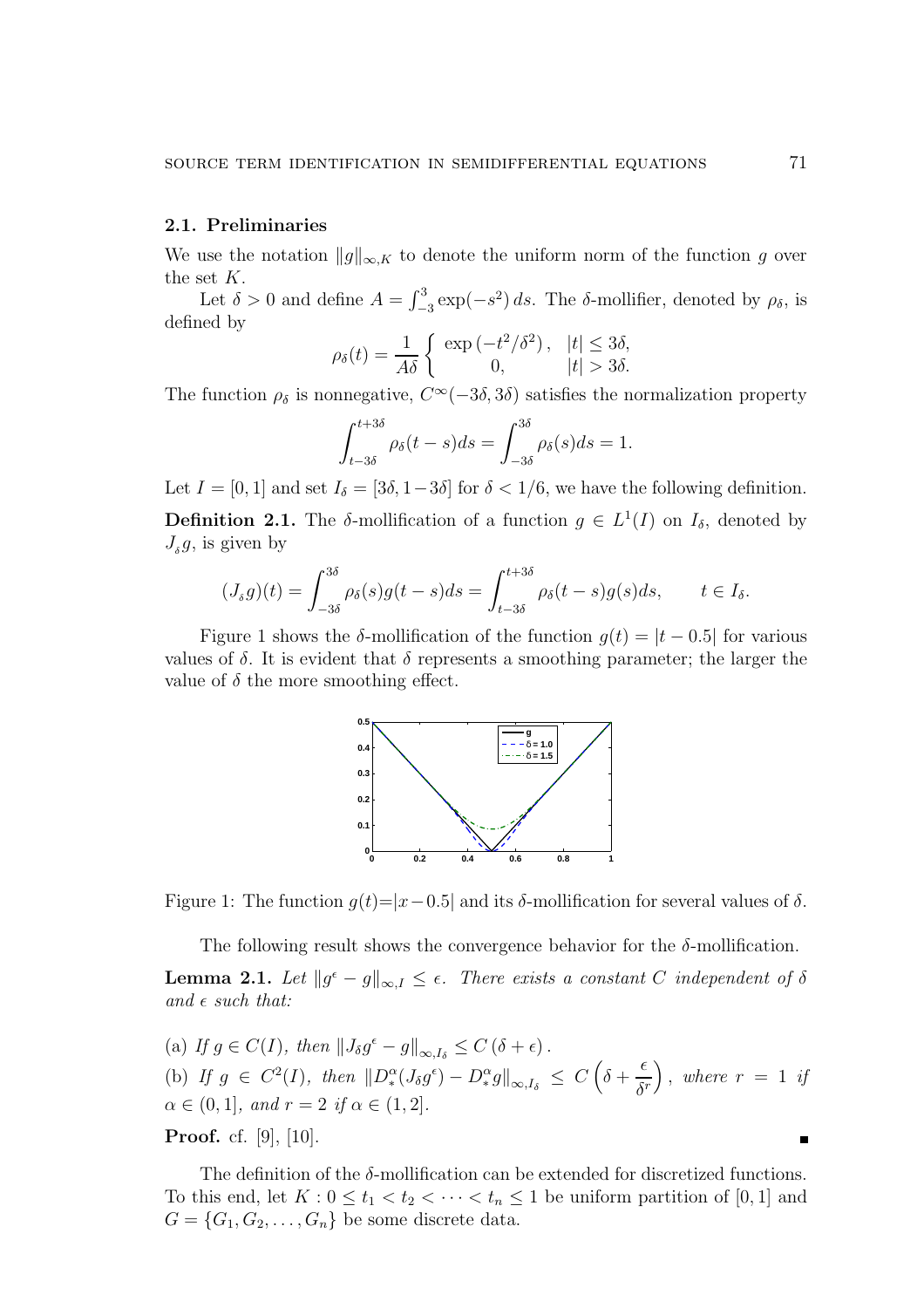### 2.1. Preliminaries

We use the notation $\|g\|_{\infty,K}$ to denote the uniform norm of the function $g$ over the set $K$.

Let $\delta > 0$ and define $A = \int_{-3}^{3} \exp(-s^2)\, ds$. The $\delta$-mollifier, denoted by $\rho_\delta$, is defined by

$$\rho_\delta(t) = \frac{1}{A\delta} \begin{cases} \exp\left(-t^2/\delta^2\right), & |t| \le 3\delta, \\ 0, & |t| > 3\delta. \end{cases}$$

The function $\rho_\delta$ is nonnegative, $C^\infty(-3\delta, 3\delta)$ satisfies the normalization property

$$\int_{t-3\delta}^{t+3\delta} \rho_\delta(t-s)ds = \int_{-3\delta}^{3\delta} \rho_\delta(s)ds = 1.$$

Let $I = [0,1]$ and set $I_\delta = [3\delta, 1-3\delta]$ for $\delta < 1/6$, we have the following definition.

**Definition 2.1.** The $\delta$-mollification of a function $g \in L^1(I)$ on $I_\delta$, denoted by $J_\delta g$, is given by

$$(J_\delta g)(t) = \int_{-3\delta}^{3\delta} \rho_\delta(s) g(t-s)ds = \int_{t-3\delta}^{t+3\delta} \rho_\delta(t-s) g(s)ds, \qquad t \in I_\delta.$$

Figure 1 shows the $\delta$-mollification of the function $g(t) = |t - 0.5|$ for various values of $\delta$. It is evident that $\delta$ represents a smoothing parameter; the larger the value of $\delta$ the more smoothing effect.

Figure 1: The function $g(t)$=$|x-0.5|$ and its $\delta$-mollification for several values of $\delta$.

The following result shows the convergence behavior for the $\delta$-mollification.

**Lemma 2.1.** *Let $\|g^\epsilon - g\|_{\infty,I} \le \epsilon$. There exists a constant $C$ independent of $\delta$ and $\epsilon$ such that:*

(a) *If $g \in C(I)$, then $\|J_\delta g^\epsilon - g\|_{\infty,I_\delta} \le C\,(\delta + \epsilon)$.*

(b) *If $g \in C^2(I)$, then $\|D_*^\alpha(J_\delta g^\epsilon) - D_*^\alpha g\|_{\infty,I_\delta} \le C\left(\delta + \dfrac{\epsilon}{\delta^r}\right)$, where $r = 1$ if $\alpha \in (0,1]$, and $r = 2$ if $\alpha \in (1,2]$.*

**Proof.** cf. [9], [10]. ∎

The definition of the $\delta$-mollification can be extended for discretized functions. To this end, let $K : 0 \le t_1 < t_2 < \cdots < t_n \le 1$ be uniform partition of $[0,1]$ and $G = \{G_1, G_2, \ldots, G_n\}$ be some discrete data.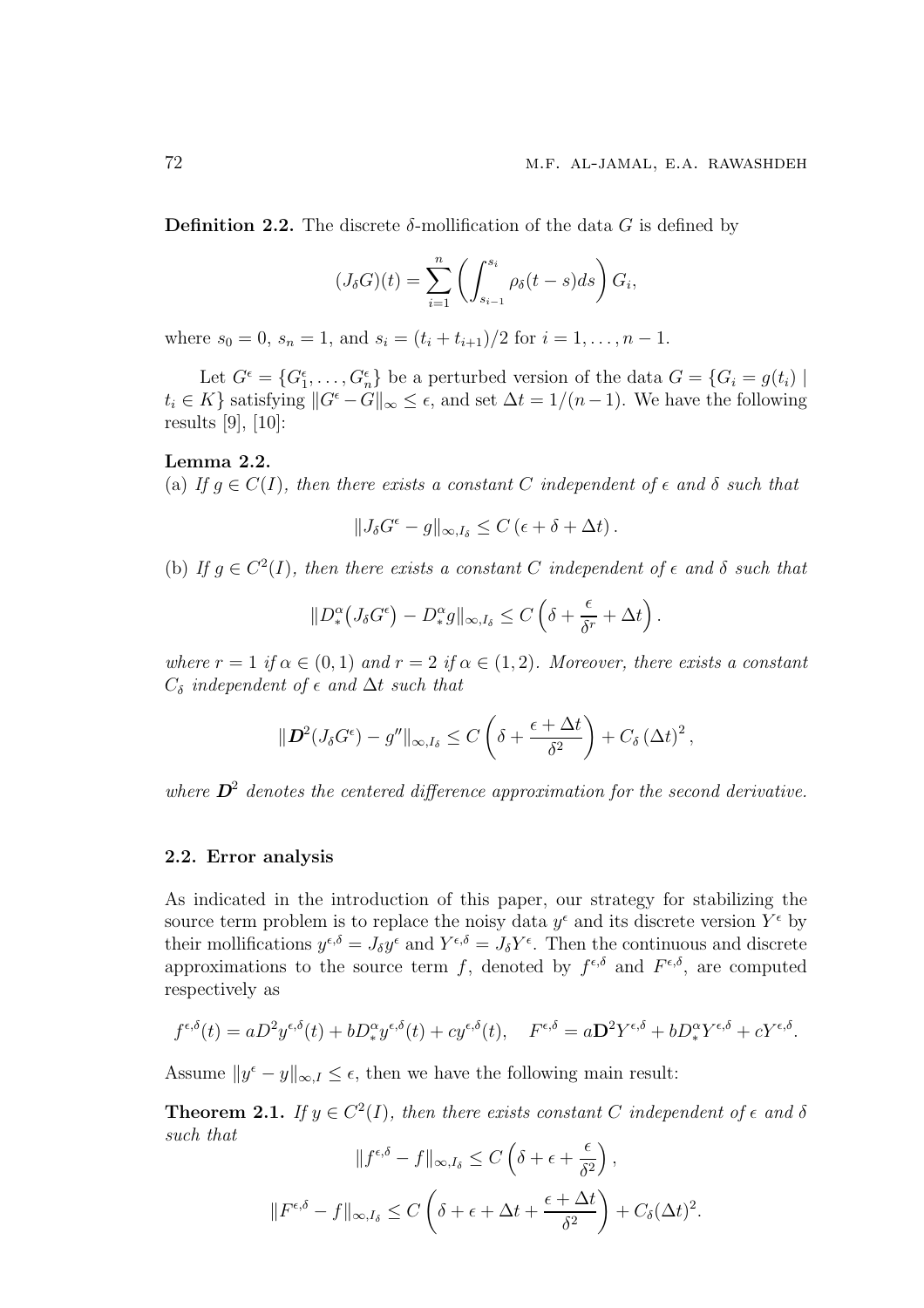**Definition 2.2.** The discrete $\delta$-mollification of the data $G$ is defined by

$$(J_\delta G)(t) = \sum_{i=1}^{n} \left( \int_{s_{i-1}}^{s_i} \rho_\delta(t-s)ds \right) G_i,$$

where $s_0 = 0$, $s_n = 1$, and $s_i = (t_i + t_{i+1})/2$ for $i = 1, \ldots, n-1$.

Let $G^\epsilon = \{G_1^\epsilon, \ldots, G_n^\epsilon\}$ be a perturbed version of the data $G = \{G_i = g(t_i) \mid t_i \in K\}$ satisfying $\|G^\epsilon - G\|_\infty \leq \epsilon$, and set $\Delta t = 1/(n-1)$. We have the following results [9], [10]:

**Lemma 2.2.**
(a) *If $g \in C(I)$, then there exists a constant $C$ independent of $\epsilon$ and $\delta$ such that*

$$\|J_\delta G^\epsilon - g\|_{\infty, I_\delta} \leq C\left(\epsilon + \delta + \Delta t\right).$$

(b) *If $g \in C^2(I)$, then there exists a constant $C$ independent of $\epsilon$ and $\delta$ such that*

$$\|D_*^\alpha\big(J_\delta G^\epsilon\big) - D_*^\alpha g\|_{\infty, I_\delta} \leq C\left(\delta + \frac{\epsilon}{\delta^r} + \Delta t\right).$$

*where $r = 1$ if $\alpha \in (0,1)$ and $r = 2$ if $\alpha \in (1,2)$. Moreover, there exists a constant $C_\delta$ independent of $\epsilon$ and $\Delta t$ such that*

$$\|\boldsymbol{D}^2(J_\delta G^\epsilon) - g''\|_{\infty, I_\delta} \leq C\left(\delta + \frac{\epsilon + \Delta t}{\delta^2}\right) + C_\delta\left(\Delta t\right)^2,$$

*where $\boldsymbol{D}^2$ denotes the centered difference approximation for the second derivative.*

### 2.2. Error analysis

As indicated in the introduction of this paper, our strategy for stabilizing the source term problem is to replace the noisy data $y^\epsilon$ and its discrete version $Y^\epsilon$ by their mollifications $y^{\epsilon,\delta} = J_\delta y^\epsilon$ and $Y^{\epsilon,\delta} = J_\delta Y^\epsilon$. Then the continuous and discrete approximations to the source term $f$, denoted by $f^{\epsilon,\delta}$ and $F^{\epsilon,\delta}$, are computed respectively as

$$f^{\epsilon,\delta}(t) = aD^2 y^{\epsilon,\delta}(t) + bD_*^\alpha y^{\epsilon,\delta}(t) + cy^{\epsilon,\delta}(t), \quad F^{\epsilon,\delta} = a\mathbf{D}^2 Y^{\epsilon,\delta} + bD_*^\alpha Y^{\epsilon,\delta} + cY^{\epsilon,\delta}.$$

Assume $\|y^\epsilon - y\|_{\infty, I} \leq \epsilon$, then we have the following main result:

**Theorem 2.1.** *If $y \in C^2(I)$, then there exists constant $C$ independent of $\epsilon$ and $\delta$ such that*

$$\|f^{\epsilon,\delta} - f\|_{\infty, I_\delta} \leq C\left(\delta + \epsilon + \frac{\epsilon}{\delta^2}\right),$$

$$\|F^{\epsilon,\delta} - f\|_{\infty, I_\delta} \leq C\left(\delta + \epsilon + \Delta t + \frac{\epsilon + \Delta t}{\delta^2}\right) + C_\delta(\Delta t)^2.$$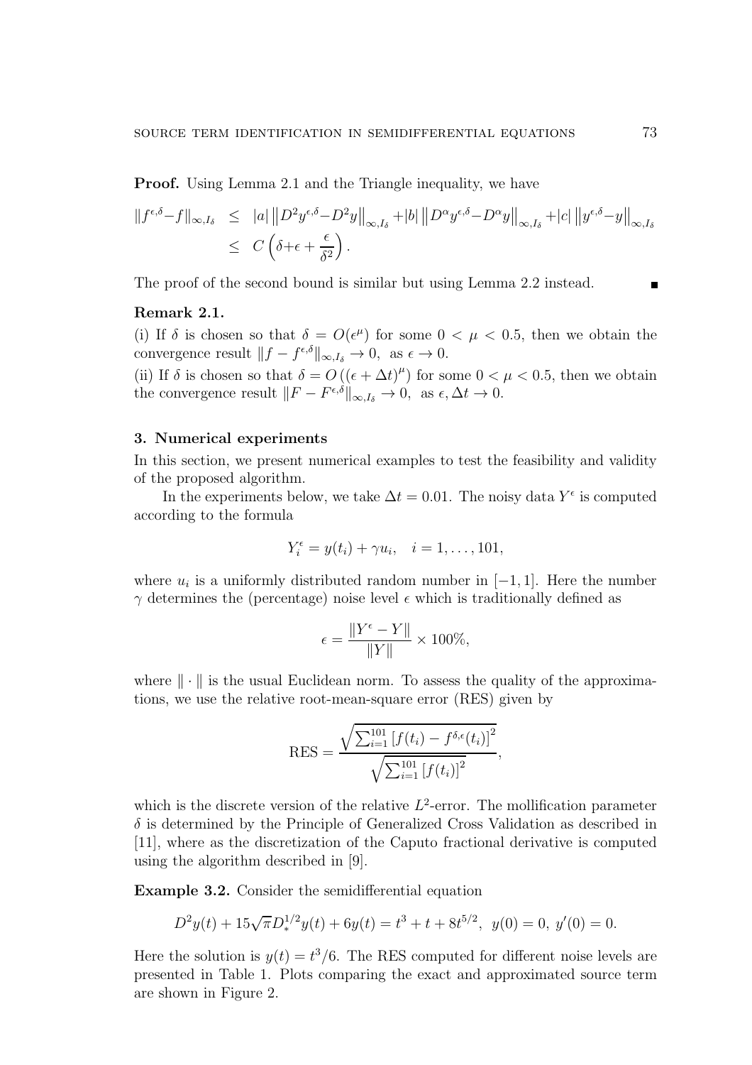**Proof.** Using Lemma 2.1 and the Triangle inequality, we have

$$\begin{aligned}\|f^{\epsilon,\delta}-f\|_{\infty,I_\delta} &\leq |a|\left\|D^2 y^{\epsilon,\delta}-D^2 y\right\|_{\infty,I_\delta}+|b|\left\|D^\alpha y^{\epsilon,\delta}-D^\alpha y\right\|_{\infty,I_\delta}+|c|\left\|y^{\epsilon,\delta}-y\right\|_{\infty,I_\delta} \\ &\leq C\left(\delta+\epsilon+\frac{\epsilon}{\delta^2}\right).\end{aligned}$$

The proof of the second bound is similar but using Lemma 2.2 instead. ∎

**Remark 2.1.**

(i) If $\delta$ is chosen so that $\delta = O(\epsilon^\mu)$ for some $0 < \mu < 0.5$, then we obtain the convergence result $\|f - f^{\epsilon,\delta}\|_{\infty,I_\delta} \to 0$, as $\epsilon \to 0$.

(ii) If $\delta$ is chosen so that $\delta = O\left((\epsilon + \Delta t)^\mu\right)$ for some $0 < \mu < 0.5$, then we obtain the convergence result $\|F - F^{\epsilon,\delta}\|_{\infty,I_\delta} \to 0$, as $\epsilon, \Delta t \to 0$.

## 3. Numerical experiments

In this section, we present numerical examples to test the feasibility and validity of the proposed algorithm.

In the experiments below, we take $\Delta t = 0.01$. The noisy data $Y^\epsilon$ is computed according to the formula

$$Y_i^\epsilon = y(t_i) + \gamma u_i, \quad i = 1, \ldots, 101,$$

where $u_i$ is a uniformly distributed random number in $[-1, 1]$. Here the number $\gamma$ determines the (percentage) noise level $\epsilon$ which is traditionally defined as

$$\epsilon = \frac{\|Y^\epsilon - Y\|}{\|Y\|} \times 100\%,$$

where $\|\cdot\|$ is the usual Euclidean norm. To assess the quality of the approximations, we use the relative root-mean-square error (RES) given by

$$\text{RES} = \frac{\sqrt{\sum_{i=1}^{101}\left[f(t_i) - f^{\delta,\epsilon}(t_i)\right]^2}}{\sqrt{\sum_{i=1}^{101}\left[f(t_i)\right]^2}},$$

which is the discrete version of the relative $L^2$-error. The mollification parameter $\delta$ is determined by the Principle of Generalized Cross Validation as described in [11], where as the discretization of the Caputo fractional derivative is computed using the algorithm described in [9].

**Example 3.2.** Consider the semidifferential equation

$$D^2 y(t) + 15\sqrt{\pi} D_*^{1/2} y(t) + 6y(t) = t^3 + t + 8t^{5/2}, \ \ y(0) = 0, \ y'(0) = 0.$$

Here the solution is $y(t) = t^3/6$. The RES computed for different noise levels are presented in Table 1. Plots comparing the exact and approximated source term are shown in Figure 2.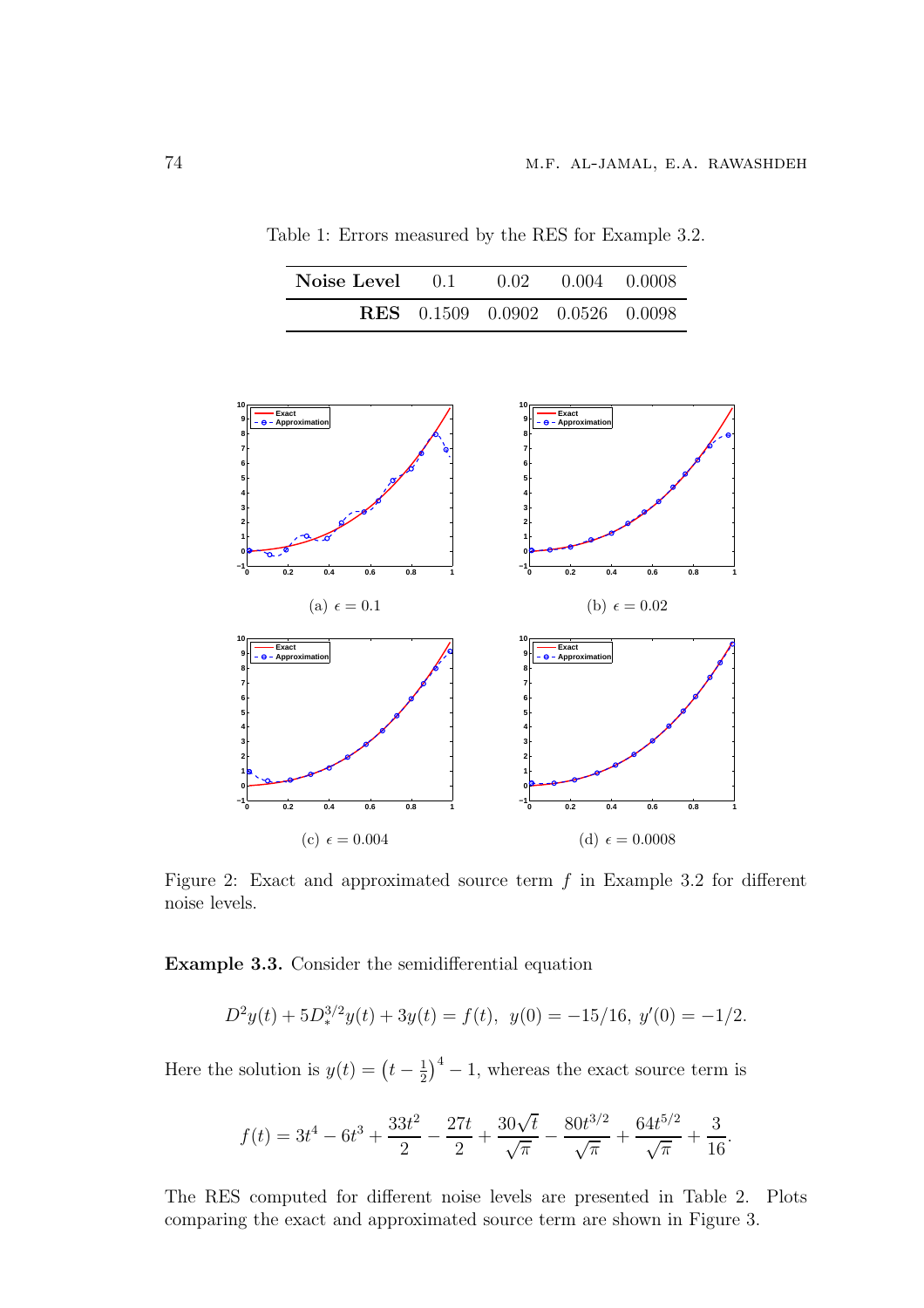Table 1: Errors measured by the RES for Example 3.2.

| **Noise Level** | 0.1 | 0.02 | 0.004 | 0.0008 |
|---|---|---|---|---|
| **RES** | 0.1509 | 0.0902 | 0.0526 | 0.0098 |

(a) $\epsilon = 0.1$

(b) $\epsilon = 0.02$

(c) $\epsilon = 0.004$

(d) $\epsilon = 0.0008$

Figure 2: Exact and approximated source term $f$ in Example 3.2 for different noise levels.

**Example 3.3.** Consider the semidifferential equation

$$D^2 y(t) + 5D_*^{3/2} y(t) + 3y(t) = f(t), \;\; y(0) = -15/16, \; y'(0) = -1/2.$$

Here the solution is $y(t) = \left(t - \frac{1}{2}\right)^4 - 1$, whereas the exact source term is

$$f(t) = 3t^4 - 6t^3 + \frac{33t^2}{2} - \frac{27t}{2} + \frac{30\sqrt{t}}{\sqrt{\pi}} - \frac{80t^{3/2}}{\sqrt{\pi}} + \frac{64t^{5/2}}{\sqrt{\pi}} + \frac{3}{16}.$$

The RES computed for different noise levels are presented in Table 2. Plots comparing the exact and approximated source term are shown in Figure 3.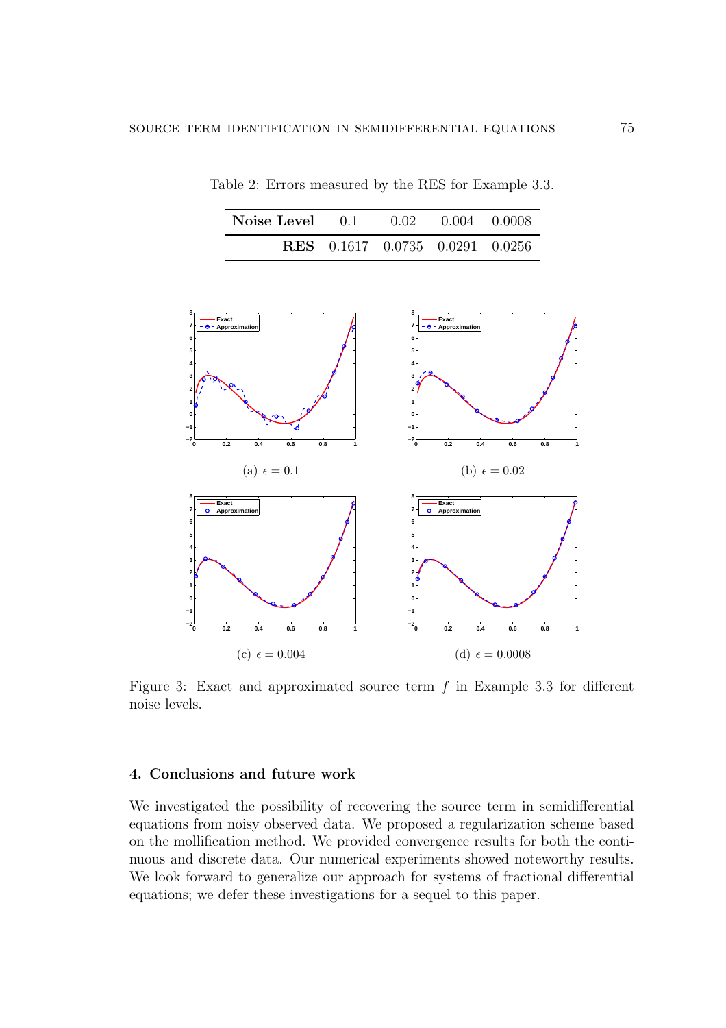Table 2: Errors measured by the RES for Example 3.3.

| **Noise Level** | 0.1 | 0.02 | 0.004 | 0.0008 |
|---|---|---|---|---|
| **RES** | 0.1617 | 0.0735 | 0.0291 | 0.0256 |

(a) $\epsilon = 0.1$

(b) $\epsilon = 0.02$

(c) $\epsilon = 0.004$

(d) $\epsilon = 0.0008$

Figure 3: Exact and approximated source term $f$ in Example 3.3 for different noise levels.

## 4. Conclusions and future work

We investigated the possibility of recovering the source term in semidifferential equations from noisy observed data. We proposed a regularization scheme based on the mollification method. We provided convergence results for both the continuous and discrete data. Our numerical experiments showed noteworthy results. We look forward to generalize our approach for systems of fractional differential equations; we defer these investigations for a sequel to this paper.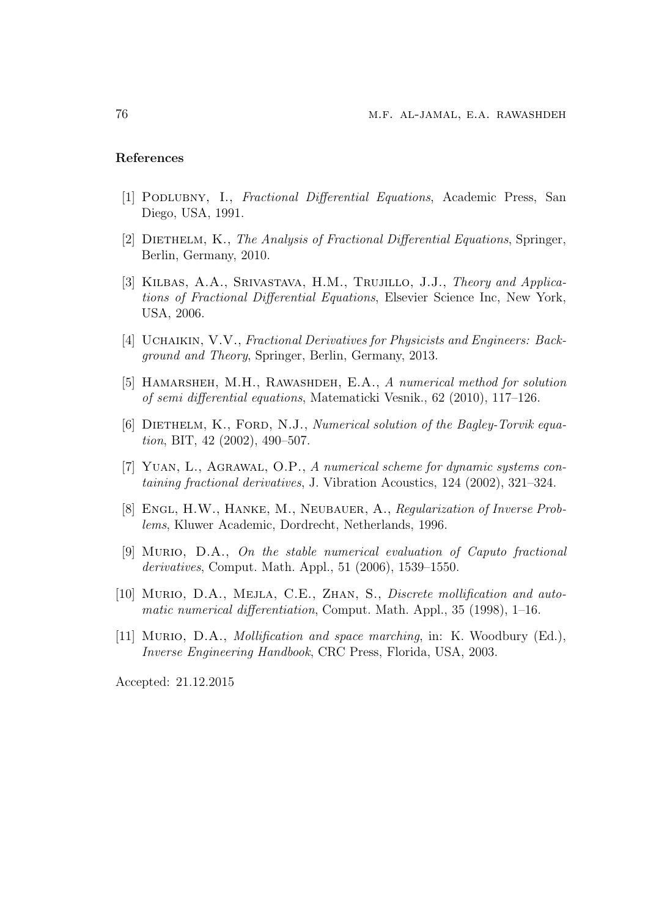## References

[1] Podlubny, I., *Fractional Differential Equations*, Academic Press, San Diego, USA, 1991.

[2] Diethelm, K., *The Analysis of Fractional Differential Equations*, Springer, Berlin, Germany, 2010.

[3] Kilbas, A.A., Srivastava, H.M., Trujillo, J.J., *Theory and Applications of Fractional Differential Equations*, Elsevier Science Inc, New York, USA, 2006.

[4] Uchaikin, V.V., *Fractional Derivatives for Physicists and Engineers: Background and Theory*, Springer, Berlin, Germany, 2013.

[5] Hamarsheh, M.H., Rawashdeh, E.A., *A numerical method for solution of semi differential equations*, Matematicki Vesnik., 62 (2010), 117–126.

[6] Diethelm, K., Ford, N.J., *Numerical solution of the Bagley-Torvik equation*, BIT, 42 (2002), 490–507.

[7] Yuan, L., Agrawal, O.P., *A numerical scheme for dynamic systems containing fractional derivatives*, J. Vibration Acoustics, 124 (2002), 321–324.

[8] Engl, H.W., Hanke, M., Neubauer, A., *Regularization of Inverse Problems*, Kluwer Academic, Dordrecht, Netherlands, 1996.

[9] Murio, D.A., *On the stable numerical evaluation of Caputo fractional derivatives*, Comput. Math. Appl., 51 (2006), 1539–1550.

[10] Murio, D.A., Mejla, C.E., Zhan, S., *Discrete mollification and automatic numerical differentiation*, Comput. Math. Appl., 35 (1998), 1–16.

[11] Murio, D.A., *Mollification and space marching*, in: K. Woodbury (Ed.), *Inverse Engineering Handbook*, CRC Press, Florida, USA, 2003.

Accepted: 21.12.2015